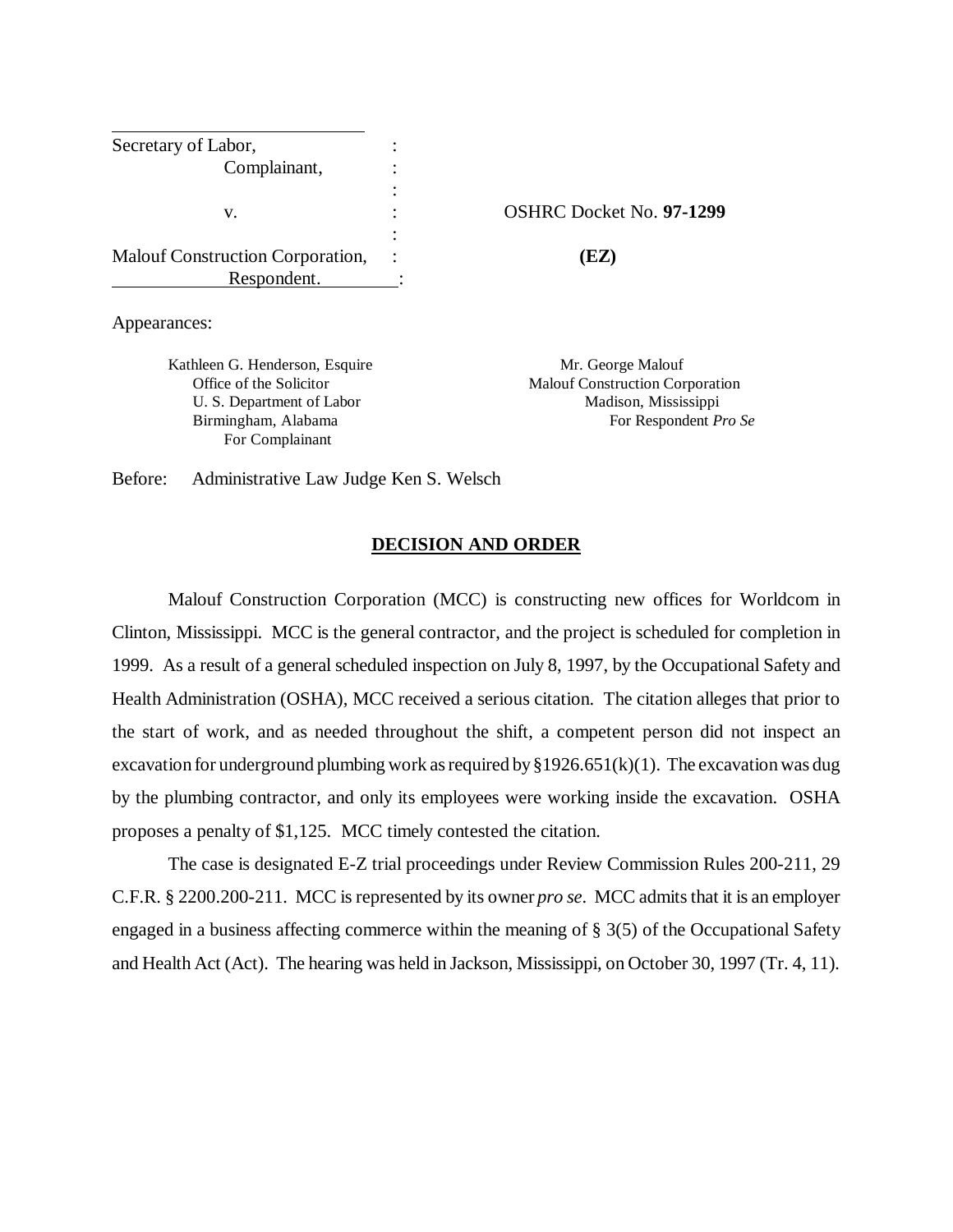| | | |
|---|---|---|
| Secretary of Labor, | : | |
| Complainant, | : | |
| | : | |
| v. | : | OSHRC Docket No. **97-1299** |
| | : | |
| Malouf Construction Corporation, | : | **(EZ)** |
| Respondent. | : | |

Appearances:

Kathleen G. Henderson, Esquire
Office of the Solicitor
U. S. Department of Labor
Birmingham, Alabama
For Complainant

Mr. George Malouf
Malouf Construction Corporation
Madison, Mississippi
For Respondent *Pro Se*

Before: Administrative Law Judge Ken S. Welsch

## DECISION AND ORDER

Malouf Construction Corporation (MCC) is constructing new offices for Worldcom in Clinton, Mississippi. MCC is the general contractor, and the project is scheduled for completion in 1999. As a result of a general scheduled inspection on July 8, 1997, by the Occupational Safety and Health Administration (OSHA), MCC received a serious citation. The citation alleges that prior to the start of work, and as needed throughout the shift, a competent person did not inspect an excavation for underground plumbing work as required by §1926.651(k)(1). The excavation was dug by the plumbing contractor, and only its employees were working inside the excavation. OSHA proposes a penalty of $1,125. MCC timely contested the citation.

The case is designated E-Z trial proceedings under Review Commission Rules 200-211, 29 C.F.R. § 2200.200-211. MCC is represented by its owner *pro se*. MCC admits that it is an employer engaged in a business affecting commerce within the meaning of § 3(5) of the Occupational Safety and Health Act (Act). The hearing was held in Jackson, Mississippi, on October 30, 1997 (Tr. 4, 11).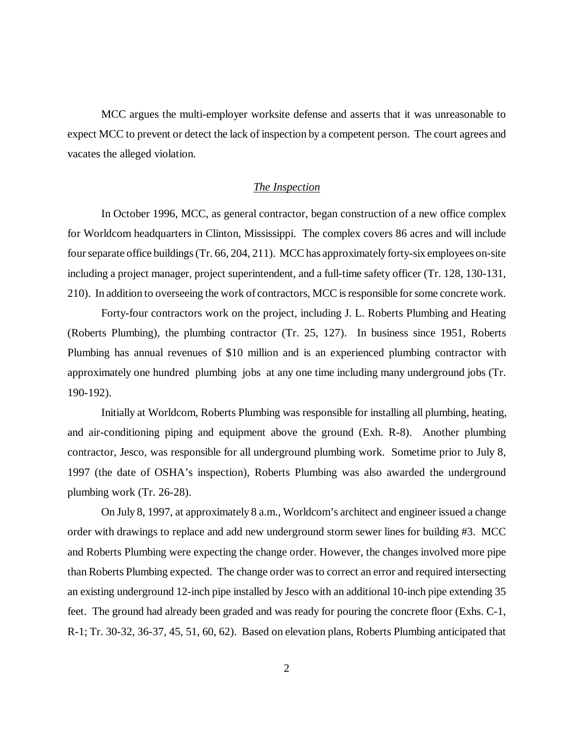MCC argues the multi-employer worksite defense and asserts that it was unreasonable to expect MCC to prevent or detect the lack of inspection by a competent person. The court agrees and vacates the alleged violation.

### *The Inspection*

In October 1996, MCC, as general contractor, began construction of a new office complex for Worldcom headquarters in Clinton, Mississippi. The complex covers 86 acres and will include four separate office buildings (Tr. 66, 204, 211). MCC has approximately forty-six employees on-site including a project manager, project superintendent, and a full-time safety officer (Tr. 128, 130-131, 210). In addition to overseeing the work of contractors, MCC is responsible for some concrete work.

Forty-four contractors work on the project, including J. L. Roberts Plumbing and Heating (Roberts Plumbing), the plumbing contractor (Tr. 25, 127). In business since 1951, Roberts Plumbing has annual revenues of $10 million and is an experienced plumbing contractor with approximately one hundred plumbing jobs at any one time including many underground jobs (Tr. 190-192).

Initially at Worldcom, Roberts Plumbing was responsible for installing all plumbing, heating, and air-conditioning piping and equipment above the ground (Exh. R-8). Another plumbing contractor, Jesco, was responsible for all underground plumbing work. Sometime prior to July 8, 1997 (the date of OSHA's inspection), Roberts Plumbing was also awarded the underground plumbing work (Tr. 26-28).

On July 8, 1997, at approximately 8 a.m., Worldcom's architect and engineer issued a change order with drawings to replace and add new underground storm sewer lines for building #3. MCC and Roberts Plumbing were expecting the change order. However, the changes involved more pipe than Roberts Plumbing expected. The change order was to correct an error and required intersecting an existing underground 12-inch pipe installed by Jesco with an additional 10-inch pipe extending 35 feet. The ground had already been graded and was ready for pouring the concrete floor (Exhs. C-1, R-1; Tr. 30-32, 36-37, 45, 51, 60, 62). Based on elevation plans, Roberts Plumbing anticipated that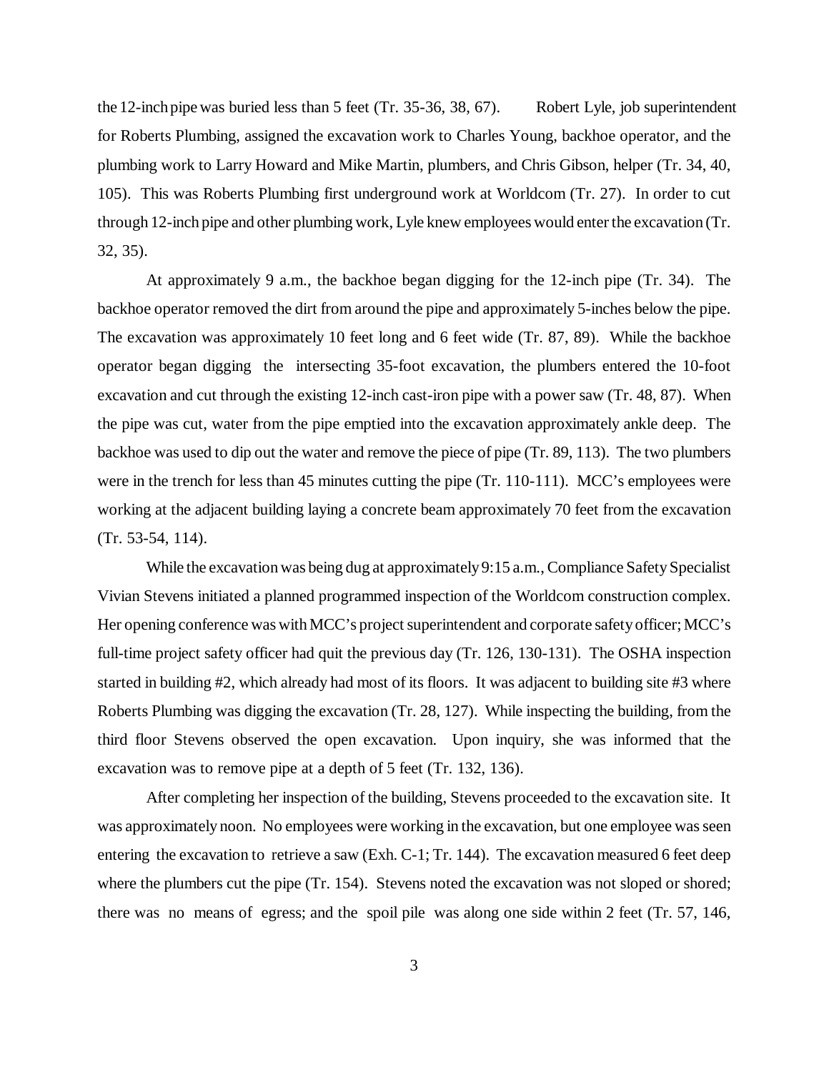the 12-inch pipe was buried less than 5 feet (Tr. 35-36, 38, 67). Robert Lyle, job superintendent for Roberts Plumbing, assigned the excavation work to Charles Young, backhoe operator, and the plumbing work to Larry Howard and Mike Martin, plumbers, and Chris Gibson, helper (Tr. 34, 40, 105). This was Roberts Plumbing first underground work at Worldcom (Tr. 27). In order to cut through 12-inch pipe and other plumbing work, Lyle knew employees would enter the excavation (Tr. 32, 35).

At approximately 9 a.m., the backhoe began digging for the 12-inch pipe (Tr. 34). The backhoe operator removed the dirt from around the pipe and approximately 5-inches below the pipe. The excavation was approximately 10 feet long and 6 feet wide (Tr. 87, 89). While the backhoe operator began digging the intersecting 35-foot excavation, the plumbers entered the 10-foot excavation and cut through the existing 12-inch cast-iron pipe with a power saw (Tr. 48, 87). When the pipe was cut, water from the pipe emptied into the excavation approximately ankle deep. The backhoe was used to dip out the water and remove the piece of pipe (Tr. 89, 113). The two plumbers were in the trench for less than 45 minutes cutting the pipe (Tr. 110-111). MCC's employees were working at the adjacent building laying a concrete beam approximately 70 feet from the excavation (Tr. 53-54, 114).

While the excavation was being dug at approximately 9:15 a.m., Compliance Safety Specialist Vivian Stevens initiated a planned programmed inspection of the Worldcom construction complex. Her opening conference was with MCC's project superintendent and corporate safety officer; MCC's full-time project safety officer had quit the previous day (Tr. 126, 130-131). The OSHA inspection started in building #2, which already had most of its floors. It was adjacent to building site #3 where Roberts Plumbing was digging the excavation (Tr. 28, 127). While inspecting the building, from the third floor Stevens observed the open excavation. Upon inquiry, she was informed that the excavation was to remove pipe at a depth of 5 feet (Tr. 132, 136).

After completing her inspection of the building, Stevens proceeded to the excavation site. It was approximately noon. No employees were working in the excavation, but one employee was seen entering the excavation to retrieve a saw (Exh. C-1; Tr. 144). The excavation measured 6 feet deep where the plumbers cut the pipe (Tr. 154). Stevens noted the excavation was not sloped or shored; there was no means of egress; and the spoil pile was along one side within 2 feet (Tr. 57, 146,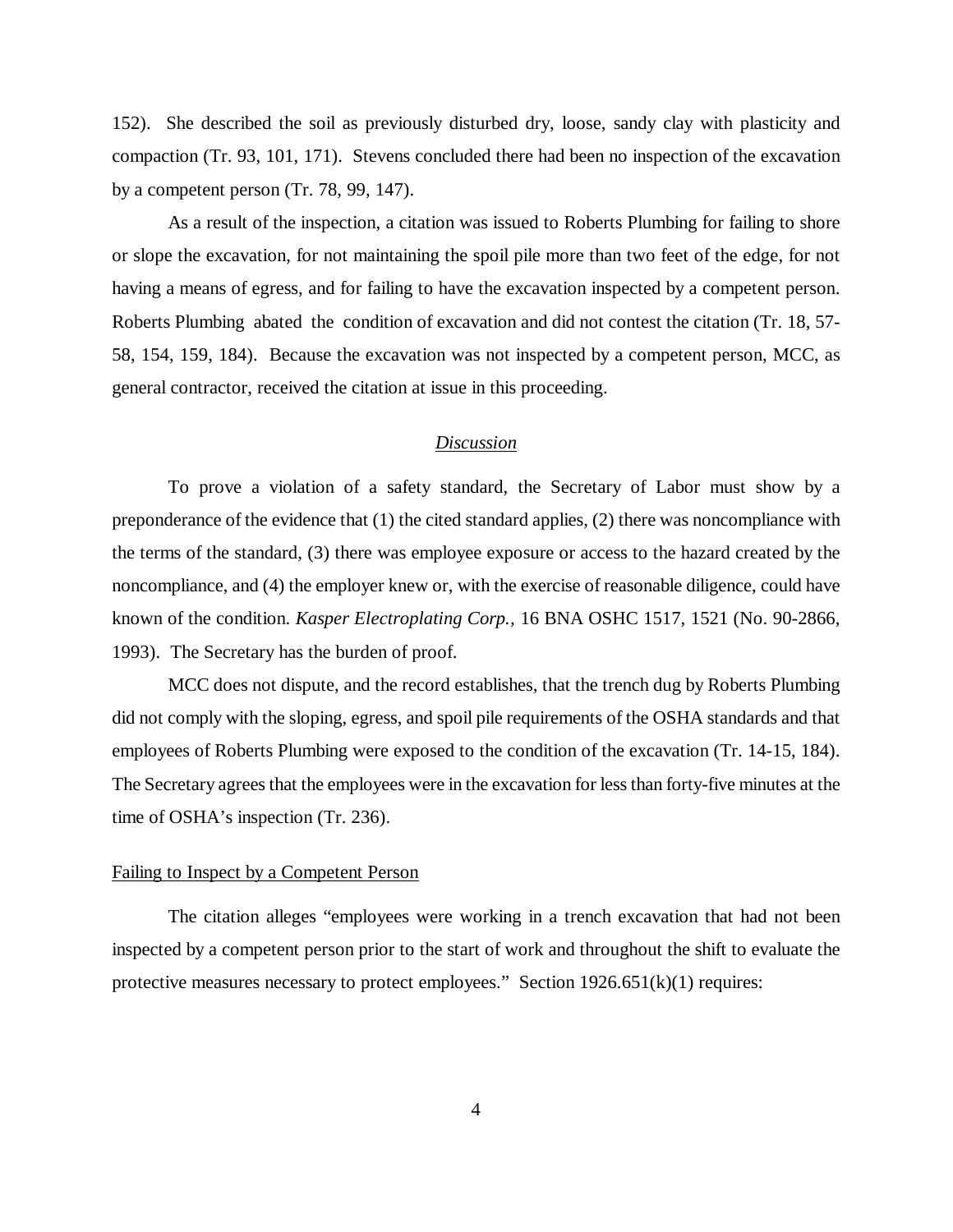152). She described the soil as previously disturbed dry, loose, sandy clay with plasticity and compaction (Tr. 93, 101, 171). Stevens concluded there had been no inspection of the excavation by a competent person (Tr. 78, 99, 147).

As a result of the inspection, a citation was issued to Roberts Plumbing for failing to shore or slope the excavation, for not maintaining the spoil pile more than two feet of the edge, for not having a means of egress, and for failing to have the excavation inspected by a competent person. Roberts Plumbing abated the condition of excavation and did not contest the citation (Tr. 18, 57-58, 154, 159, 184). Because the excavation was not inspected by a competent person, MCC, as general contractor, received the citation at issue in this proceeding.

## Discussion

To prove a violation of a safety standard, the Secretary of Labor must show by a preponderance of the evidence that (1) the cited standard applies, (2) there was noncompliance with the terms of the standard, (3) there was employee exposure or access to the hazard created by the noncompliance, and (4) the employer knew or, with the exercise of reasonable diligence, could have known of the condition. *Kasper Electroplating Corp.*, 16 BNA OSHC 1517, 1521 (No. 90-2866, 1993). The Secretary has the burden of proof.

MCC does not dispute, and the record establishes, that the trench dug by Roberts Plumbing did not comply with the sloping, egress, and spoil pile requirements of the OSHA standards and that employees of Roberts Plumbing were exposed to the condition of the excavation (Tr. 14-15, 184). The Secretary agrees that the employees were in the excavation for less than forty-five minutes at the time of OSHA's inspection (Tr. 236).

### Failing to Inspect by a Competent Person

The citation alleges "employees were working in a trench excavation that had not been inspected by a competent person prior to the start of work and throughout the shift to evaluate the protective measures necessary to protect employees." Section 1926.651(k)(1) requires: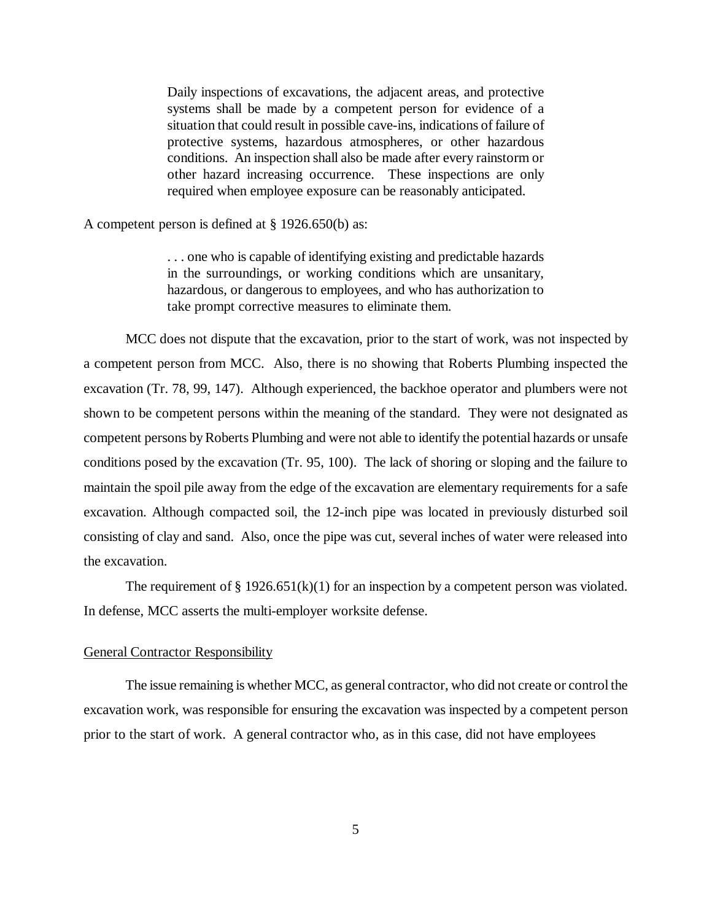> Daily inspections of excavations, the adjacent areas, and protective systems shall be made by a competent person for evidence of a situation that could result in possible cave-ins, indications of failure of protective systems, hazardous atmospheres, or other hazardous conditions. An inspection shall also be made after every rainstorm or other hazard increasing occurrence. These inspections are only required when employee exposure can be reasonably anticipated.

A competent person is defined at § 1926.650(b) as:

> . . . one who is capable of identifying existing and predictable hazards in the surroundings, or working conditions which are unsanitary, hazardous, or dangerous to employees, and who has authorization to take prompt corrective measures to eliminate them.

MCC does not dispute that the excavation, prior to the start of work, was not inspected by a competent person from MCC. Also, there is no showing that Roberts Plumbing inspected the excavation (Tr. 78, 99, 147). Although experienced, the backhoe operator and plumbers were not shown to be competent persons within the meaning of the standard. They were not designated as competent persons by Roberts Plumbing and were not able to identify the potential hazards or unsafe conditions posed by the excavation (Tr. 95, 100). The lack of shoring or sloping and the failure to maintain the spoil pile away from the edge of the excavation are elementary requirements for a safe excavation. Although compacted soil, the 12-inch pipe was located in previously disturbed soil consisting of clay and sand. Also, once the pipe was cut, several inches of water were released into the excavation.

The requirement of § 1926.651(k)(1) for an inspection by a competent person was violated. In defense, MCC asserts the multi-employer worksite defense.

<u>General Contractor Responsibility</u>

The issue remaining is whether MCC, as general contractor, who did not create or control the excavation work, was responsible for ensuring the excavation was inspected by a competent person prior to the start of work. A general contractor who, as in this case, did not have employees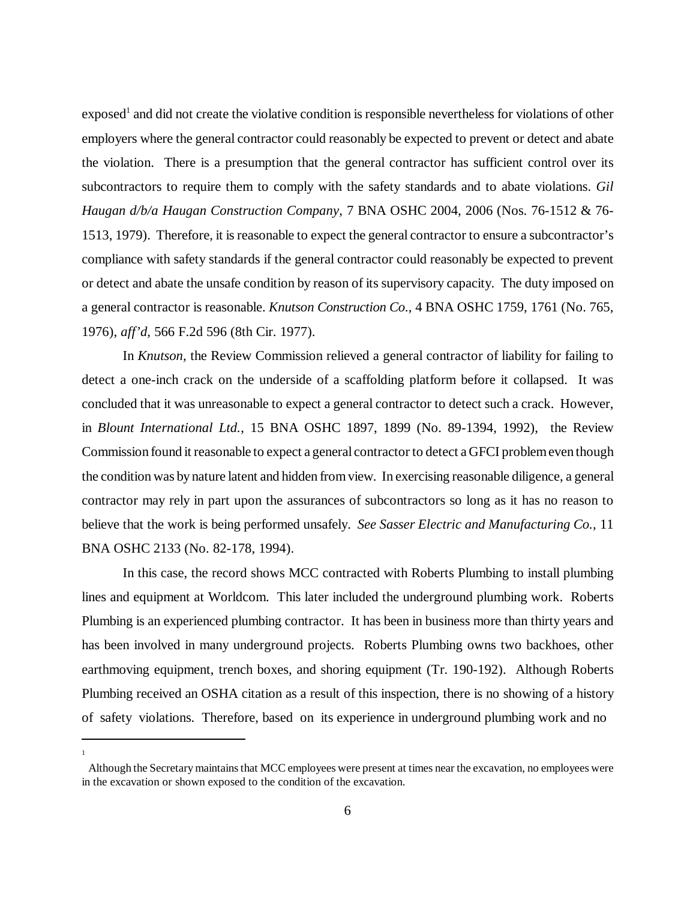exposed[1] and did not create the violative condition is responsible nevertheless for violations of other employers where the general contractor could reasonably be expected to prevent or detect and abate the violation. There is a presumption that the general contractor has sufficient control over its subcontractors to require them to comply with the safety standards and to abate violations. *Gil Haugan d/b/a Haugan Construction Company*, 7 BNA OSHC 2004, 2006 (Nos. 76-1512 & 76-1513, 1979). Therefore, it is reasonable to expect the general contractor to ensure a subcontractor's compliance with safety standards if the general contractor could reasonably be expected to prevent or detect and abate the unsafe condition by reason of its supervisory capacity. The duty imposed on a general contractor is reasonable. *Knutson Construction Co.*, 4 BNA OSHC 1759, 1761 (No. 765, 1976), *aff'd,* 566 F.2d 596 (8th Cir. 1977).

In *Knutson,* the Review Commission relieved a general contractor of liability for failing to detect a one-inch crack on the underside of a scaffolding platform before it collapsed. It was concluded that it was unreasonable to expect a general contractor to detect such a crack. However, in *Blount International Ltd.*, 15 BNA OSHC 1897, 1899 (No. 89-1394, 1992), the Review Commission found it reasonable to expect a general contractor to detect a GFCI problem even though the condition was by nature latent and hidden from view. In exercising reasonable diligence, a general contractor may rely in part upon the assurances of subcontractors so long as it has no reason to believe that the work is being performed unsafely. *See Sasser Electric and Manufacturing Co.*, 11 BNA OSHC 2133 (No. 82-178, 1994).

In this case, the record shows MCC contracted with Roberts Plumbing to install plumbing lines and equipment at Worldcom. This later included the underground plumbing work. Roberts Plumbing is an experienced plumbing contractor. It has been in business more than thirty years and has been involved in many underground projects. Roberts Plumbing owns two backhoes, other earthmoving equipment, trench boxes, and shoring equipment (Tr. 190-192). Although Roberts Plumbing received an OSHA citation as a result of this inspection, there is no showing of a history of safety violations. Therefore, based on its experience in underground plumbing work and no

---

[1] Although the Secretary maintains that MCC employees were present at times near the excavation, no employees were in the excavation or shown exposed to the condition of the excavation.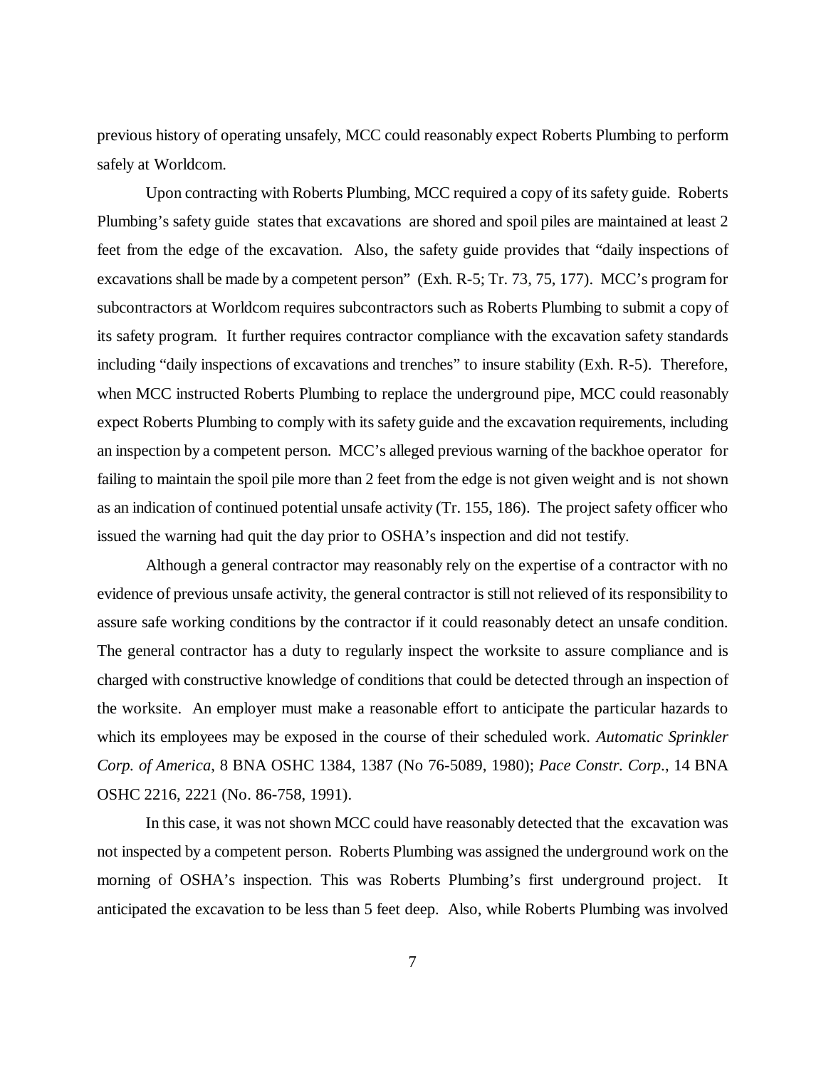previous history of operating unsafely, MCC could reasonably expect Roberts Plumbing to perform safely at Worldcom.

Upon contracting with Roberts Plumbing, MCC required a copy of its safety guide. Roberts Plumbing's safety guide states that excavations are shored and spoil piles are maintained at least 2 feet from the edge of the excavation. Also, the safety guide provides that "daily inspections of excavations shall be made by a competent person" (Exh. R-5; Tr. 73, 75, 177). MCC's program for subcontractors at Worldcom requires subcontractors such as Roberts Plumbing to submit a copy of its safety program. It further requires contractor compliance with the excavation safety standards including "daily inspections of excavations and trenches" to insure stability (Exh. R-5). Therefore, when MCC instructed Roberts Plumbing to replace the underground pipe, MCC could reasonably expect Roberts Plumbing to comply with its safety guide and the excavation requirements, including an inspection by a competent person. MCC's alleged previous warning of the backhoe operator for failing to maintain the spoil pile more than 2 feet from the edge is not given weight and is not shown as an indication of continued potential unsafe activity (Tr. 155, 186). The project safety officer who issued the warning had quit the day prior to OSHA's inspection and did not testify.

Although a general contractor may reasonably rely on the expertise of a contractor with no evidence of previous unsafe activity, the general contractor is still not relieved of its responsibility to assure safe working conditions by the contractor if it could reasonably detect an unsafe condition. The general contractor has a duty to regularly inspect the worksite to assure compliance and is charged with constructive knowledge of conditions that could be detected through an inspection of the worksite. An employer must make a reasonable effort to anticipate the particular hazards to which its employees may be exposed in the course of their scheduled work. *Automatic Sprinkler Corp. of America*, 8 BNA OSHC 1384, 1387 (No 76-5089, 1980); *Pace Constr. Corp.*, 14 BNA OSHC 2216, 2221 (No. 86-758, 1991).

In this case, it was not shown MCC could have reasonably detected that the excavation was not inspected by a competent person. Roberts Plumbing was assigned the underground work on the morning of OSHA's inspection. This was Roberts Plumbing's first underground project. It anticipated the excavation to be less than 5 feet deep. Also, while Roberts Plumbing was involved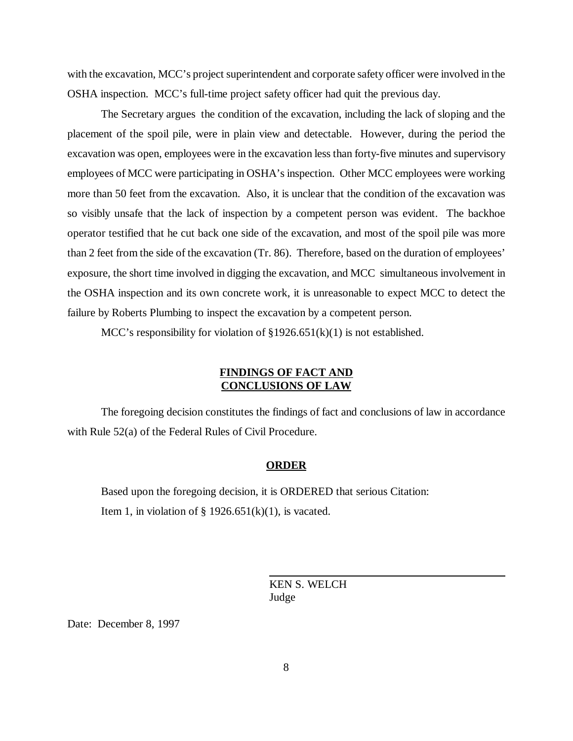with the excavation, MCC's project superintendent and corporate safety officer were involved in the OSHA inspection. MCC's full-time project safety officer had quit the previous day.

The Secretary argues the condition of the excavation, including the lack of sloping and the placement of the spoil pile, were in plain view and detectable. However, during the period the excavation was open, employees were in the excavation less than forty-five minutes and supervisory employees of MCC were participating in OSHA's inspection. Other MCC employees were working more than 50 feet from the excavation. Also, it is unclear that the condition of the excavation was so visibly unsafe that the lack of inspection by a competent person was evident. The backhoe operator testified that he cut back one side of the excavation, and most of the spoil pile was more than 2 feet from the side of the excavation (Tr. 86). Therefore, based on the duration of employees' exposure, the short time involved in digging the excavation, and MCC simultaneous involvement in the OSHA inspection and its own concrete work, it is unreasonable to expect MCC to detect the failure by Roberts Plumbing to inspect the excavation by a competent person.

MCC's responsibility for violation of §1926.651(k)(1) is not established.

## FINDINGS OF FACT AND CONCLUSIONS OF LAW

The foregoing decision constitutes the findings of fact and conclusions of law in accordance with Rule 52(a) of the Federal Rules of Civil Procedure.

## ORDER

Based upon the foregoing decision, it is ORDERED that serious Citation:

Item 1, in violation of § 1926.651(k)(1), is vacated.

KEN S. WELCH
Judge

Date: December 8, 1997